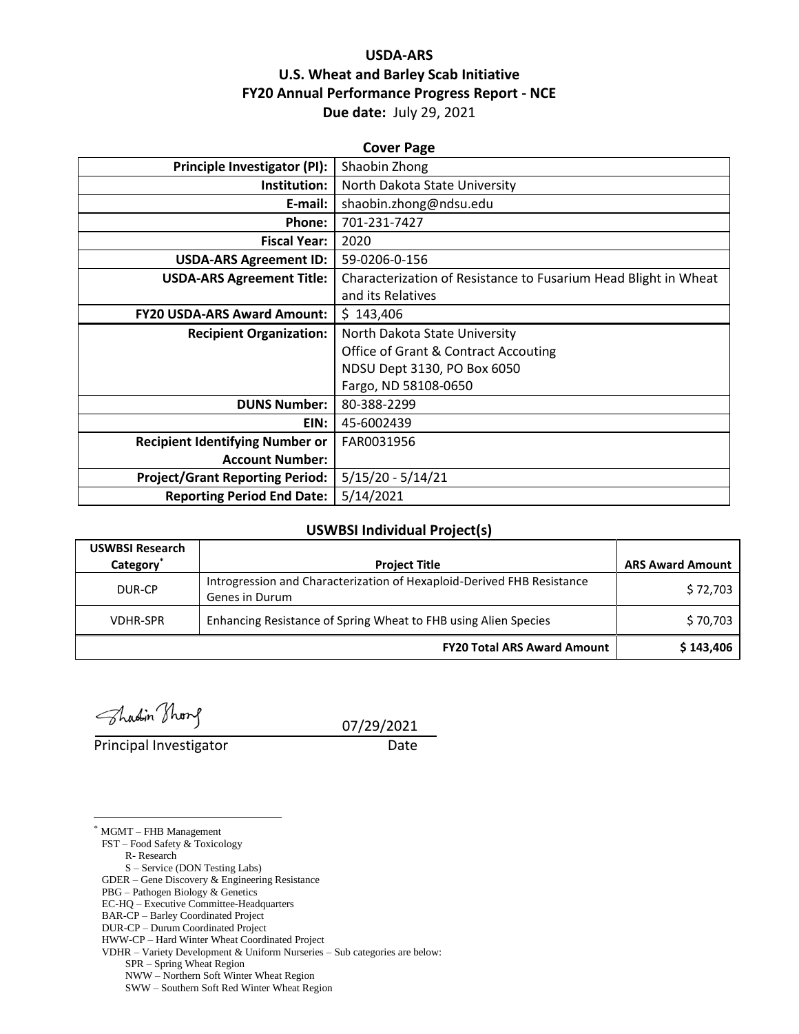# USDA-ARS
# U.S. Wheat and Barley Scab Initiative
# FY20 Annual Performance Progress Report - NCE

**Due date:** July 29, 2021

## Cover Page

| | |
|---:|---|
| **Principle Investigator (PI):** | Shaobin Zhong |
| **Institution:** | North Dakota State University |
| **E-mail:** | shaobin.zhong@ndsu.edu |
| **Phone:** | 701-231-7427 |
| **Fiscal Year:** | 2020 |
| **USDA-ARS Agreement ID:** | 59-0206-0-156 |
| **USDA-ARS Agreement Title:** | Characterization of Resistance to Fusarium Head Blight in Wheat and its Relatives |
| **FY20 USDA-ARS Award Amount:** | $ 143,406 |
| **Recipient Organization:** | North Dakota State University<br>Office of Grant & Contract Accouting<br>NDSU Dept 3130, PO Box 6050<br>Fargo, ND 58108-0650 |
| **DUNS Number:** | 80-388-2299 |
| **EIN:** | 45-6002439 |
| **Recipient Identifying Number or Account Number:** | FAR0031956 |
| **Project/Grant Reporting Period:** | 5/15/20 - 5/14/21 |
| **Reporting Period End Date:** | 5/14/2021 |

## USWBSI Individual Project(s)

| USWBSI Research Category* | Project Title | ARS Award Amount |
|---|---|---:|
| DUR-CP | Introgression and Characterization of Hexaploid-Derived FHB Resistance Genes in Durum | $ 72,703 |
| VDHR-SPR | Enhancing Resistance of Spring Wheat to FHB using Alien Species | $ 70,703 |
| | **FY20 Total ARS Award Amount** | **$ 143,406** |

Principal Investigator &emsp;&emsp;&emsp;&emsp; Date: 07/29/2021

---

\* MGMT – FHB Management
FST – Food Safety & Toxicology
R- Research
S – Service (DON Testing Labs)
GDER – Gene Discovery & Engineering Resistance
PBG – Pathogen Biology & Genetics
EC-HQ – Executive Committee-Headquarters
BAR-CP – Barley Coordinated Project
DUR-CP – Durum Coordinated Project
HWW-CP – Hard Winter Wheat Coordinated Project
VDHR – Variety Development & Uniform Nurseries – Sub categories are below:
SPR – Spring Wheat Region
NWW – Northern Soft Winter Wheat Region
SWW – Southern Soft Red Winter Wheat Region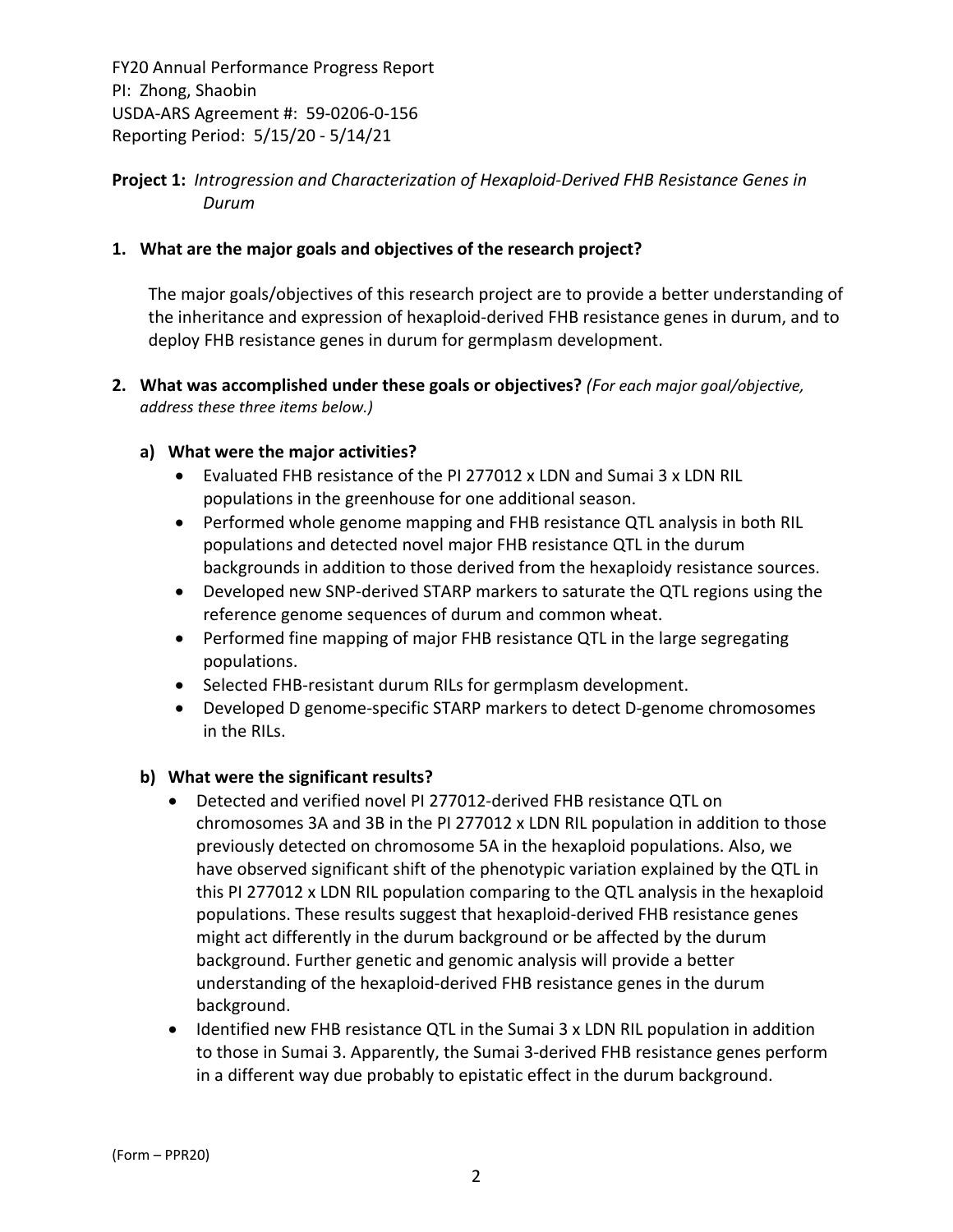FY20 Annual Performance Progress Report
PI: Zhong, Shaobin
USDA-ARS Agreement #: 59-0206-0-156
Reporting Period: 5/15/20 - 5/14/21

**Project 1:** *Introgression and Characterization of Hexaploid-Derived FHB Resistance Genes in Durum*

**1. What are the major goals and objectives of the research project?**

The major goals/objectives of this research project are to provide a better understanding of the inheritance and expression of hexaploid-derived FHB resistance genes in durum, and to deploy FHB resistance genes in durum for germplasm development.

**2. What was accomplished under these goals or objectives?** *(For each major goal/objective, address these three items below.)*

**a) What were the major activities?**

- Evaluated FHB resistance of the PI 277012 x LDN and Sumai 3 x LDN RIL populations in the greenhouse for one additional season.
- Performed whole genome mapping and FHB resistance QTL analysis in both RIL populations and detected novel major FHB resistance QTL in the durum backgrounds in addition to those derived from the hexaploidy resistance sources.
- Developed new SNP-derived STARP markers to saturate the QTL regions using the reference genome sequences of durum and common wheat.
- Performed fine mapping of major FHB resistance QTL in the large segregating populations.
- Selected FHB-resistant durum RILs for germplasm development.
- Developed D genome-specific STARP markers to detect D-genome chromosomes in the RILs.

**b) What were the significant results?**

- Detected and verified novel PI 277012-derived FHB resistance QTL on chromosomes 3A and 3B in the PI 277012 x LDN RIL population in addition to those previously detected on chromosome 5A in the hexaploid populations. Also, we have observed significant shift of the phenotypic variation explained by the QTL in this PI 277012 x LDN RIL population comparing to the QTL analysis in the hexaploid populations. These results suggest that hexaploid-derived FHB resistance genes might act differently in the durum background or be affected by the durum background. Further genetic and genomic analysis will provide a better understanding of the hexaploid-derived FHB resistance genes in the durum background.
- Identified new FHB resistance QTL in the Sumai 3 x LDN RIL population in addition to those in Sumai 3. Apparently, the Sumai 3-derived FHB resistance genes perform in a different way due probably to epistatic effect in the durum background.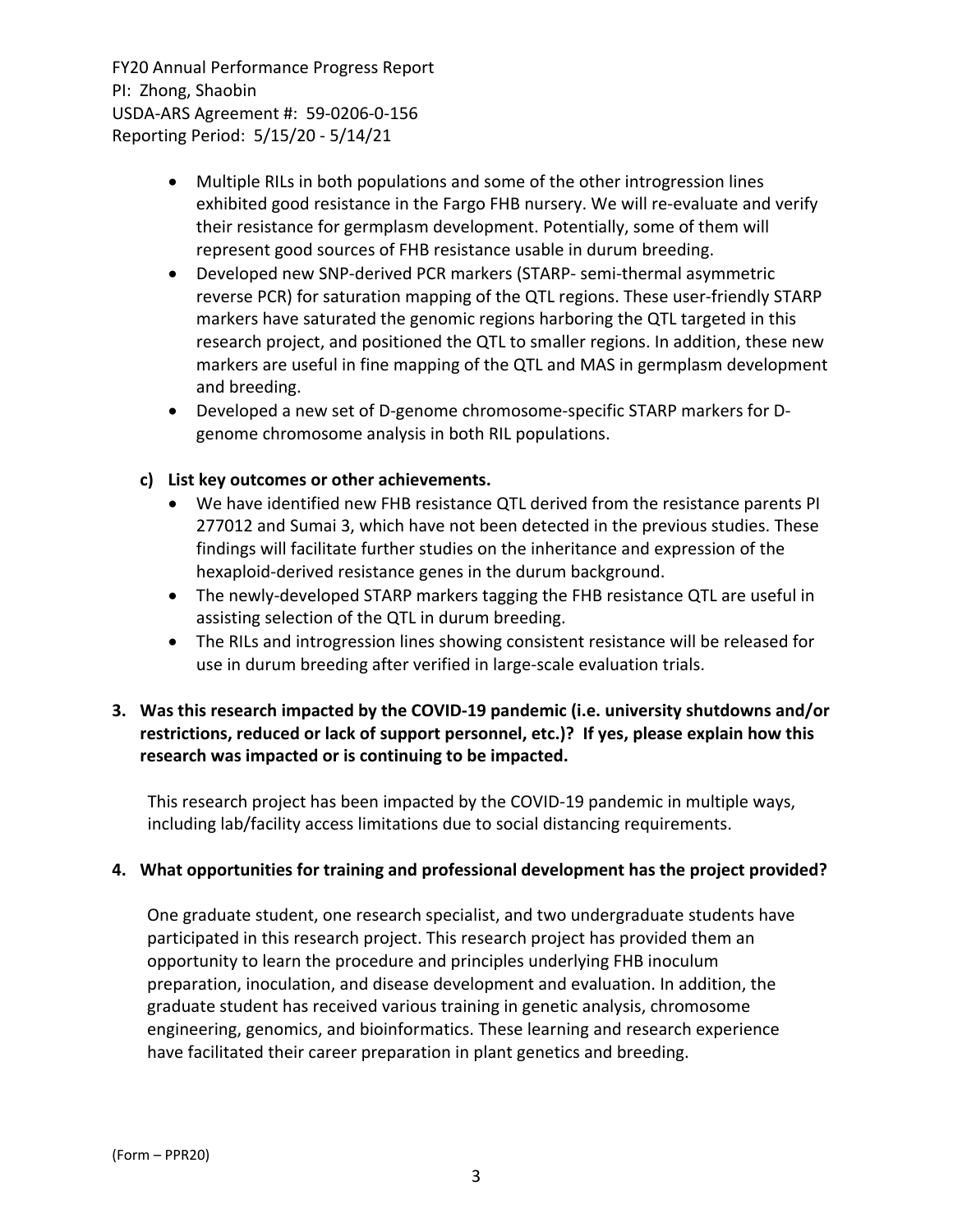- Multiple RILs in both populations and some of the other introgression lines exhibited good resistance in the Fargo FHB nursery. We will re-evaluate and verify their resistance for germplasm development. Potentially, some of them will represent good sources of FHB resistance usable in durum breeding.
- Developed new SNP-derived PCR markers (STARP- semi-thermal asymmetric reverse PCR) for saturation mapping of the QTL regions. These user-friendly STARP markers have saturated the genomic regions harboring the QTL targeted in this research project, and positioned the QTL to smaller regions. In addition, these new markers are useful in fine mapping of the QTL and MAS in germplasm development and breeding.
- Developed a new set of D-genome chromosome-specific STARP markers for D-genome chromosome analysis in both RIL populations.

**c) List key outcomes or other achievements.**

- We have identified new FHB resistance QTL derived from the resistance parents PI 277012 and Sumai 3, which have not been detected in the previous studies. These findings will facilitate further studies on the inheritance and expression of the hexaploid-derived resistance genes in the durum background.
- The newly-developed STARP markers tagging the FHB resistance QTL are useful in assisting selection of the QTL in durum breeding.
- The RILs and introgression lines showing consistent resistance will be released for use in durum breeding after verified in large-scale evaluation trials.

**3. Was this research impacted by the COVID-19 pandemic (i.e. university shutdowns and/or restrictions, reduced or lack of support personnel, etc.)? If yes, please explain how this research was impacted or is continuing to be impacted.**

This research project has been impacted by the COVID-19 pandemic in multiple ways, including lab/facility access limitations due to social distancing requirements.

**4. What opportunities for training and professional development has the project provided?**

One graduate student, one research specialist, and two undergraduate students have participated in this research project. This research project has provided them an opportunity to learn the procedure and principles underlying FHB inoculum preparation, inoculation, and disease development and evaluation. In addition, the graduate student has received various training in genetic analysis, chromosome engineering, genomics, and bioinformatics. These learning and research experience have facilitated their career preparation in plant genetics and breeding.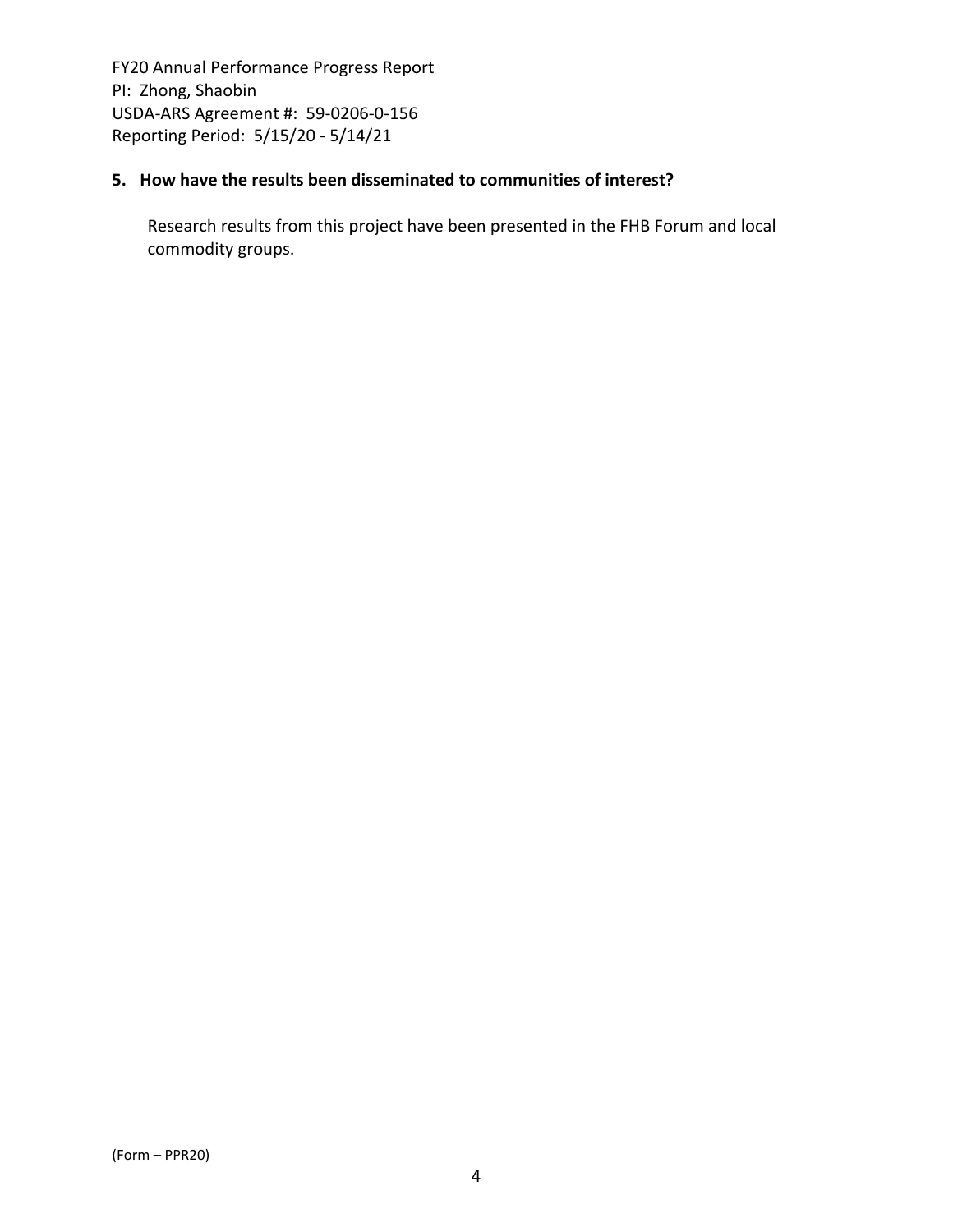### 5. How have the results been disseminated to communities of interest?

Research results from this project have been presented in the FHB Forum and local commodity groups.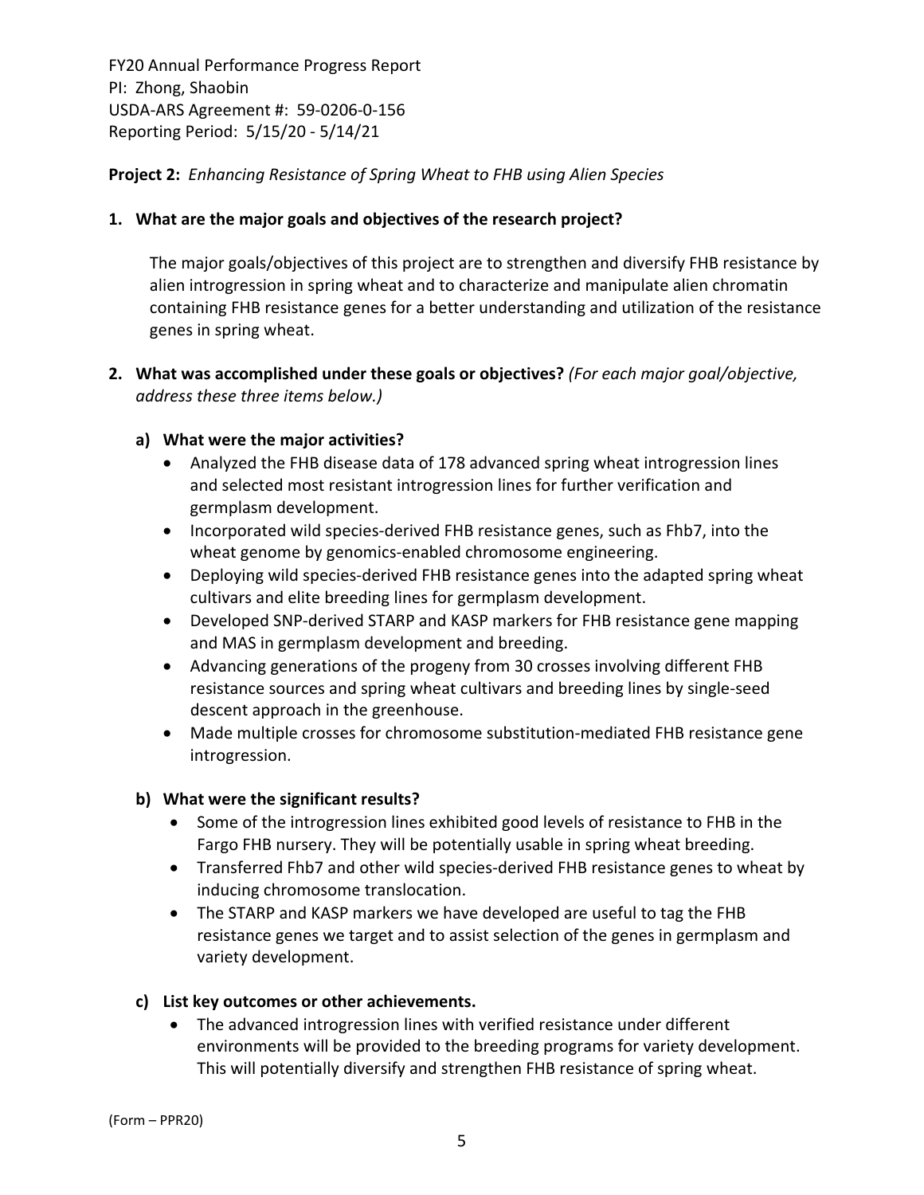FY20 Annual Performance Progress Report
PI: Zhong, Shaobin
USDA-ARS Agreement #: 59-0206-0-156
Reporting Period: 5/15/20 - 5/14/21

**Project 2:** *Enhancing Resistance of Spring Wheat to FHB using Alien Species*

**1. What are the major goals and objectives of the research project?**

The major goals/objectives of this project are to strengthen and diversify FHB resistance by alien introgression in spring wheat and to characterize and manipulate alien chromatin containing FHB resistance genes for a better understanding and utilization of the resistance genes in spring wheat.

**2. What was accomplished under these goals or objectives?** *(For each major goal/objective, address these three items below.)*

**a) What were the major activities?**

- Analyzed the FHB disease data of 178 advanced spring wheat introgression lines and selected most resistant introgression lines for further verification and germplasm development.
- Incorporated wild species-derived FHB resistance genes, such as Fhb7, into the wheat genome by genomics-enabled chromosome engineering.
- Deploying wild species-derived FHB resistance genes into the adapted spring wheat cultivars and elite breeding lines for germplasm development.
- Developed SNP-derived STARP and KASP markers for FHB resistance gene mapping and MAS in germplasm development and breeding.
- Advancing generations of the progeny from 30 crosses involving different FHB resistance sources and spring wheat cultivars and breeding lines by single-seed descent approach in the greenhouse.
- Made multiple crosses for chromosome substitution-mediated FHB resistance gene introgression.

**b) What were the significant results?**

- Some of the introgression lines exhibited good levels of resistance to FHB in the Fargo FHB nursery. They will be potentially usable in spring wheat breeding.
- Transferred Fhb7 and other wild species-derived FHB resistance genes to wheat by inducing chromosome translocation.
- The STARP and KASP markers we have developed are useful to tag the FHB resistance genes we target and to assist selection of the genes in germplasm and variety development.

**c) List key outcomes or other achievements.**

- The advanced introgression lines with verified resistance under different environments will be provided to the breeding programs for variety development. This will potentially diversify and strengthen FHB resistance of spring wheat.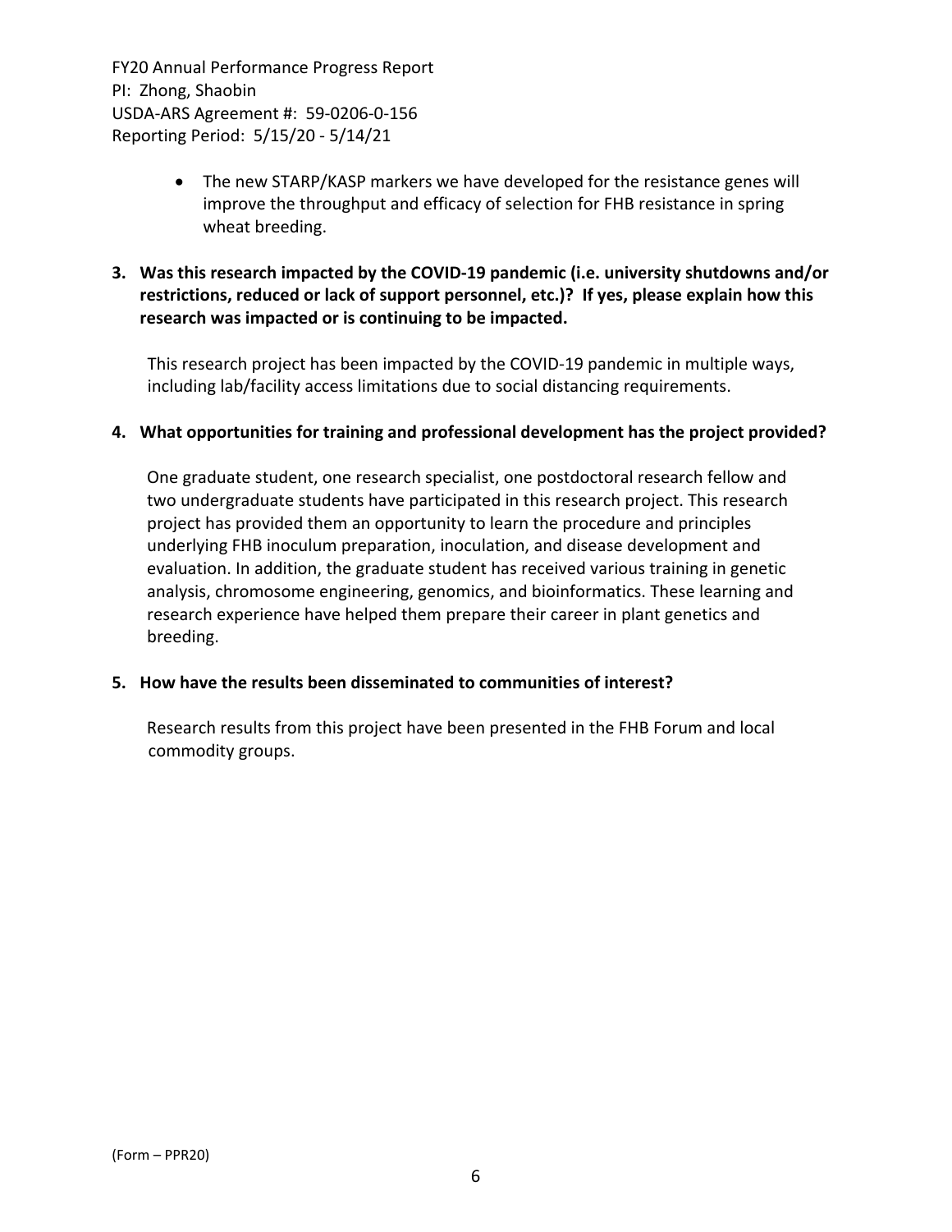- The new STARP/KASP markers we have developed for the resistance genes will improve the throughput and efficacy of selection for FHB resistance in spring wheat breeding.

**3. Was this research impacted by the COVID-19 pandemic (i.e. university shutdowns and/or restrictions, reduced or lack of support personnel, etc.)? If yes, please explain how this research was impacted or is continuing to be impacted.**

This research project has been impacted by the COVID-19 pandemic in multiple ways, including lab/facility access limitations due to social distancing requirements.

**4. What opportunities for training and professional development has the project provided?**

One graduate student, one research specialist, one postdoctoral research fellow and two undergraduate students have participated in this research project. This research project has provided them an opportunity to learn the procedure and principles underlying FHB inoculum preparation, inoculation, and disease development and evaluation. In addition, the graduate student has received various training in genetic analysis, chromosome engineering, genomics, and bioinformatics. These learning and research experience have helped them prepare their career in plant genetics and breeding.

**5. How have the results been disseminated to communities of interest?**

Research results from this project have been presented in the FHB Forum and local commodity groups.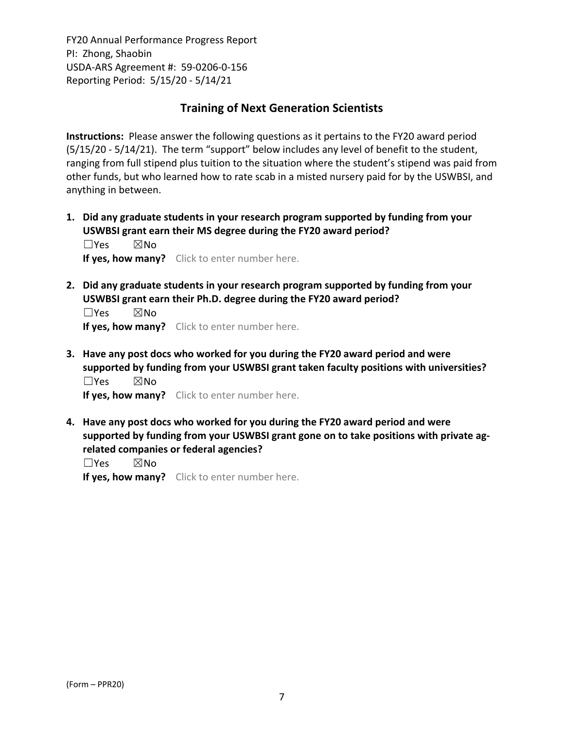## Training of Next Generation Scientists

**Instructions:** Please answer the following questions as it pertains to the FY20 award period (5/15/20 - 5/14/21). The term "support" below includes any level of benefit to the student, ranging from full stipend plus tuition to the situation where the student's stipend was paid from other funds, but who learned how to rate scab in a misted nursery paid for by the USWBSI, and anything in between.

1. **Did any graduate students in your research program supported by funding from your USWBSI grant earn their MS degree during the FY20 award period?**
   ☐Yes ☒No
   **If yes, how many?** Click to enter number here.

2. **Did any graduate students in your research program supported by funding from your USWBSI grant earn their Ph.D. degree during the FY20 award period?**
   ☐Yes ☒No
   **If yes, how many?** Click to enter number here.

3. **Have any post docs who worked for you during the FY20 award period and were supported by funding from your USWBSI grant taken faculty positions with universities?**
   ☐Yes ☒No
   **If yes, how many?** Click to enter number here.

4. **Have any post docs who worked for you during the FY20 award period and were supported by funding from your USWBSI grant gone on to take positions with private ag-related companies or federal agencies?**
   ☐Yes ☒No
   **If yes, how many?** Click to enter number here.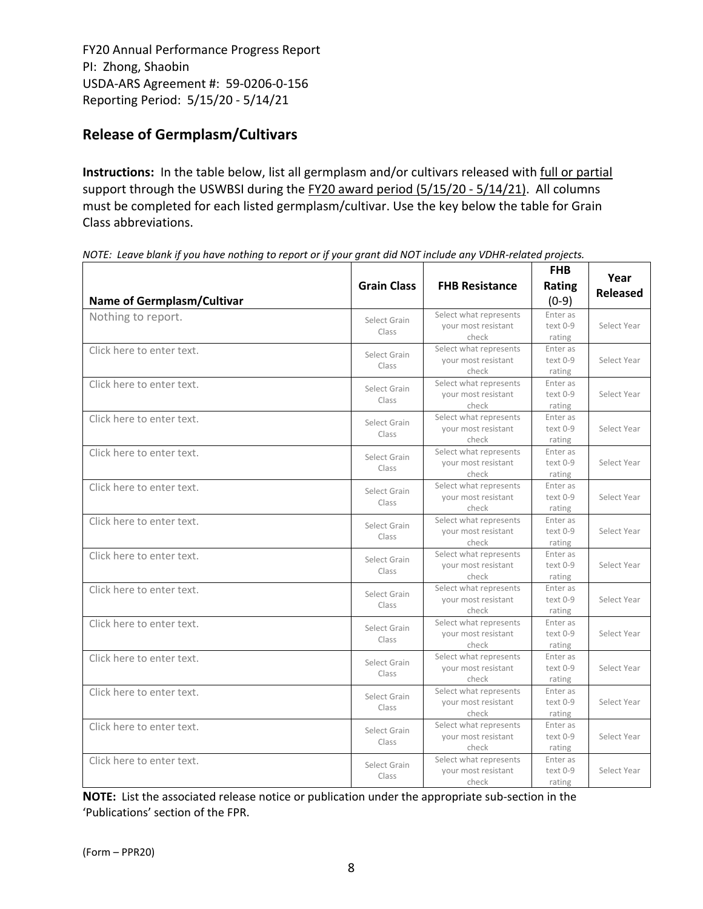FY20 Annual Performance Progress Report
PI: Zhong, Shaobin
USDA-ARS Agreement #: 59-0206-0-156
Reporting Period: 5/15/20 - 5/14/21

## Release of Germplasm/Cultivars

**Instructions:** In the table below, list all germplasm and/or cultivars released with full or partial support through the USWBSI during the FY20 award period (5/15/20 - 5/14/21). All columns must be completed for each listed germplasm/cultivar. Use the key below the table for Grain Class abbreviations.

*NOTE: Leave blank if you have nothing to report or if your grant did NOT include any VDHR-related projects.*

| Name of Germplasm/Cultivar | Grain Class | FHB Resistance | FHB Rating (0-9) | Year Released |
|---|---|---|---|---|
| Nothing to report. | Select Grain Class | Select what represents your most resistant check | Enter as text 0-9 rating | Select Year |
| Click here to enter text. | Select Grain Class | Select what represents your most resistant check | Enter as text 0-9 rating | Select Year |
| Click here to enter text. | Select Grain Class | Select what represents your most resistant check | Enter as text 0-9 rating | Select Year |
| Click here to enter text. | Select Grain Class | Select what represents your most resistant check | Enter as text 0-9 rating | Select Year |
| Click here to enter text. | Select Grain Class | Select what represents your most resistant check | Enter as text 0-9 rating | Select Year |
| Click here to enter text. | Select Grain Class | Select what represents your most resistant check | Enter as text 0-9 rating | Select Year |
| Click here to enter text. | Select Grain Class | Select what represents your most resistant check | Enter as text 0-9 rating | Select Year |
| Click here to enter text. | Select Grain Class | Select what represents your most resistant check | Enter as text 0-9 rating | Select Year |
| Click here to enter text. | Select Grain Class | Select what represents your most resistant check | Enter as text 0-9 rating | Select Year |
| Click here to enter text. | Select Grain Class | Select what represents your most resistant check | Enter as text 0-9 rating | Select Year |
| Click here to enter text. | Select Grain Class | Select what represents your most resistant check | Enter as text 0-9 rating | Select Year |
| Click here to enter text. | Select Grain Class | Select what represents your most resistant check | Enter as text 0-9 rating | Select Year |
| Click here to enter text. | Select Grain Class | Select what represents your most resistant check | Enter as text 0-9 rating | Select Year |
| Click here to enter text. | Select Grain Class | Select what represents your most resistant check | Enter as text 0-9 rating | Select Year |

**NOTE:** List the associated release notice or publication under the appropriate sub-section in the 'Publications' section of the FPR.

(Form – PPR20)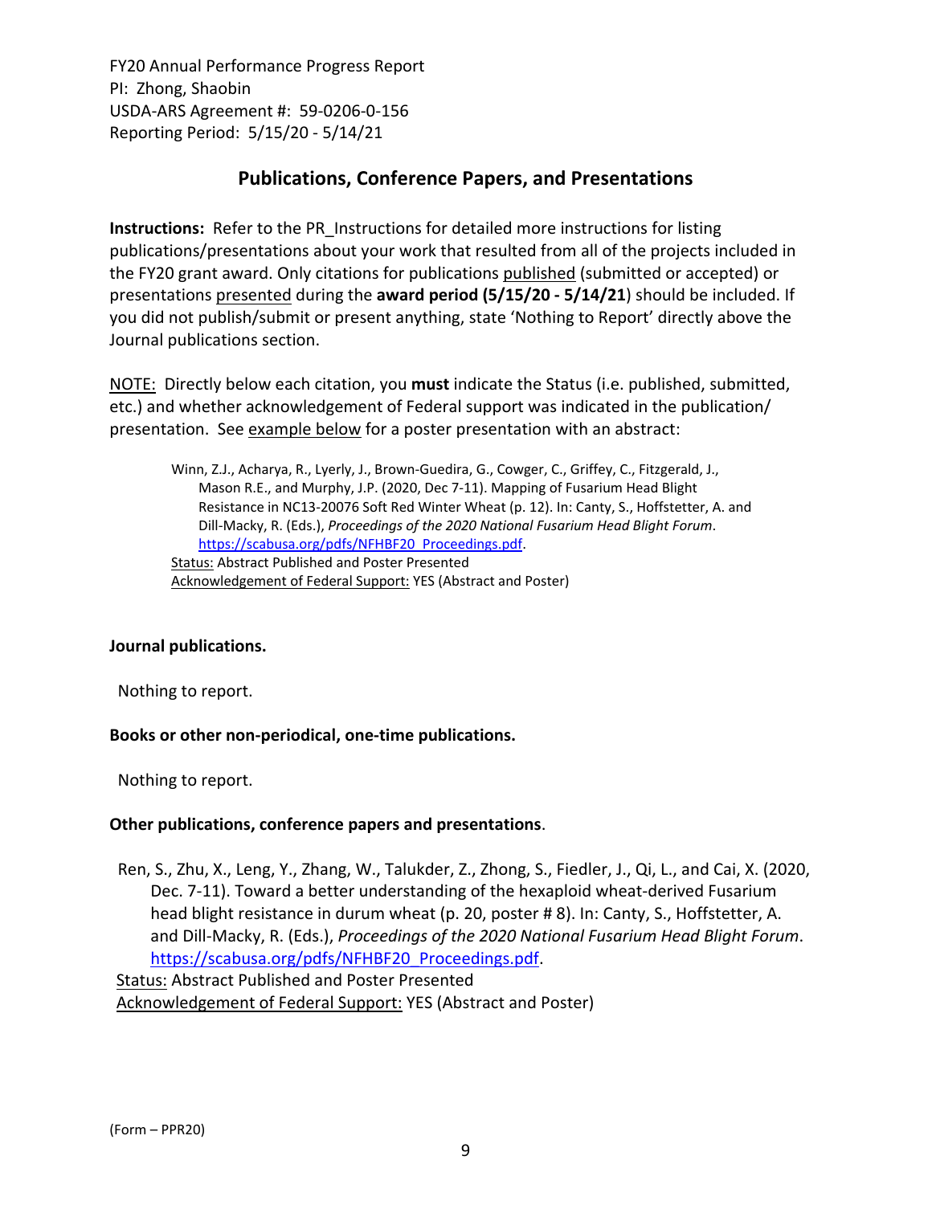FY20 Annual Performance Progress Report
PI: Zhong, Shaobin
USDA-ARS Agreement #: 59-0206-0-156
Reporting Period: 5/15/20 - 5/14/21

## Publications, Conference Papers, and Presentations

**Instructions:** Refer to the PR_Instructions for detailed more instructions for listing publications/presentations about your work that resulted from all of the projects included in the FY20 grant award. Only citations for publications published (submitted or accepted) or presentations presented during the **award period (5/15/20 - 5/14/21)** should be included. If you did not publish/submit or present anything, state 'Nothing to Report' directly above the Journal publications section.

NOTE: Directly below each citation, you **must** indicate the Status (i.e. published, submitted, etc.) and whether acknowledgement of Federal support was indicated in the publication/ presentation. See example below for a poster presentation with an abstract:

> Winn, Z.J., Acharya, R., Lyerly, J., Brown-Guedira, G., Cowger, C., Griffey, C., Fitzgerald, J., Mason R.E., and Murphy, J.P. (2020, Dec 7-11). Mapping of Fusarium Head Blight Resistance in NC13-20076 Soft Red Winter Wheat (p. 12). In: Canty, S., Hoffstetter, A. and Dill-Macky, R. (Eds.), *Proceedings of the 2020 National Fusarium Head Blight Forum*. https://scabusa.org/pdfs/NFHBF20_Proceedings.pdf.
> Status: Abstract Published and Poster Presented
> Acknowledgement of Federal Support: YES (Abstract and Poster)

**Journal publications.**

Nothing to report.

**Books or other non-periodical, one-time publications.**

Nothing to report.

**Other publications, conference papers and presentations**.

Ren, S., Zhu, X., Leng, Y., Zhang, W., Talukder, Z., Zhong, S., Fiedler, J., Qi, L., and Cai, X. (2020, Dec. 7-11). Toward a better understanding of the hexaploid wheat-derived Fusarium head blight resistance in durum wheat (p. 20, poster # 8). In: Canty, S., Hoffstetter, A. and Dill-Macky, R. (Eds.), *Proceedings of the 2020 National Fusarium Head Blight Forum*. https://scabusa.org/pdfs/NFHBF20_Proceedings.pdf.
Status: Abstract Published and Poster Presented
Acknowledgement of Federal Support: YES (Abstract and Poster)

(Form – PPR20)